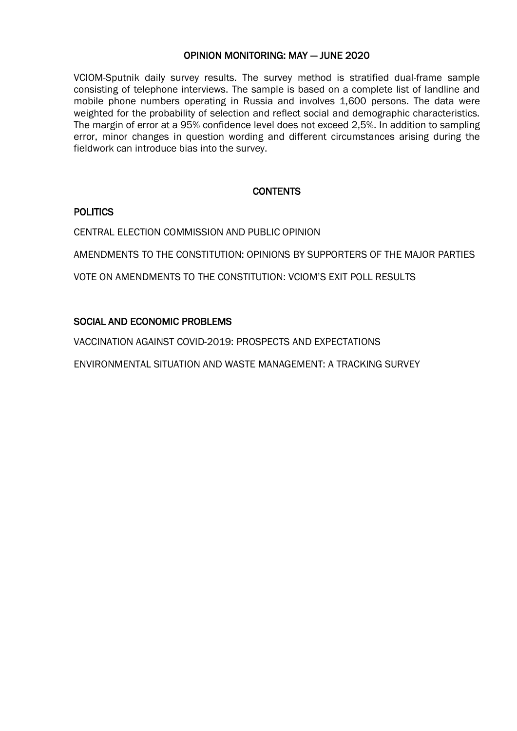# OPINION MONITORING: MAY — JUNE 2020

VCIOM-Sputnik daily survey results. The survey method is stratified dual-frame sample consisting of telephone interviews. The sample is based on a complete list of landline and mobile phone numbers operating in Russia and involves 1,600 persons. The data were weighted for the probability of selection and reflect social and demographic characteristics. The margin of error at a 95% confidence level does not exceed 2,5%. In addition to sampling error, minor changes in question wording and different circumstances arising during the fieldwork can introduce bias into the survey.

## CONTENTS

### POLITICS

CENTRAL ELECTION COMMISSION AND PUBLIC OPINION

AMENDMENTS TO THE CONSTITUTION: OPINIONS BY SUPPORTERS OF THE MAJOR PARTIES

VOTE ON AMENDMENTS TO THE CONSTITUTION: VCIOM'S EXIT POLL RESULTS

### SOCIAL AND ECONOMIC PROBLEMS

VACCINATION AGAINST COVID-2019: PROSPECTS AND EXPECTATIONS

ENVIRONMENTAL SITUATION AND WASTE MANAGEMENT: A TRACKING SURVEY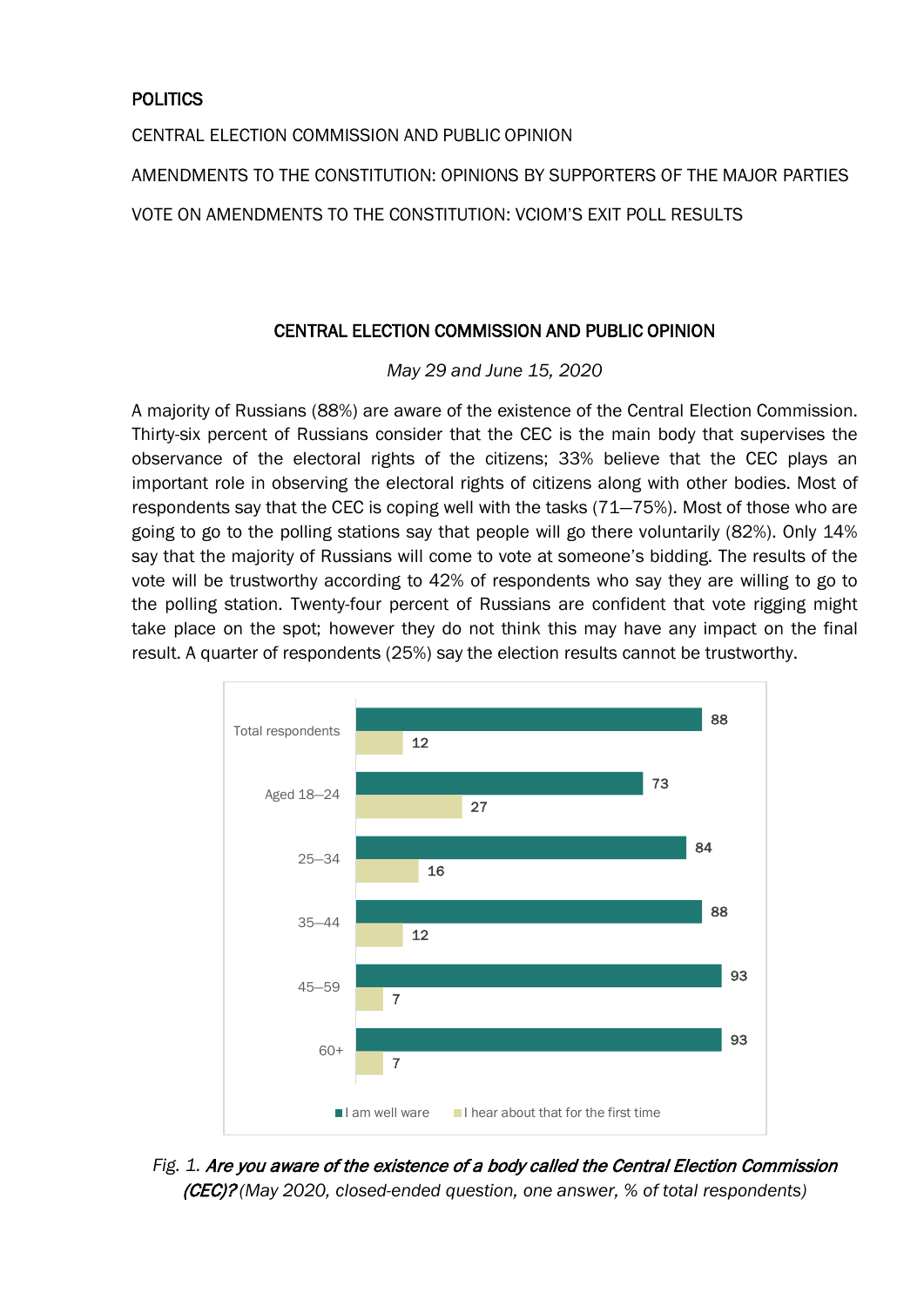POLITICS

CENTRAL ELECTION COMMISSION AND PUBLIC OPINION

AMENDMENTS TO THE CONSTITUTION: OPINIONS BY SUPPORTERS OF THE MAJOR PARTIES

VOTE ON AMENDMENTS TO THE CONSTITUTION: VCIOM'S EXIT POLL RESULTS

## CENTRAL ELECTION COMMISSION AND PUBLIC OPINION

*May 29 and June 15, 2020*

A majority of Russians (88%) are aware of the existence of the Central Election Commission. Thirty-six percent of Russians consider that the CEC is the main body that supervises the observance of the electoral rights of the citizens; 33% believe that the CEC plays an important role in observing the electoral rights of citizens along with other bodies. Most of respondents say that the CEC is coping well with the tasks (71—75%). Most of those who are going to go to the polling stations say that people will go there voluntarily (82%). Only 14% say that the majority of Russians will come to vote at someone's bidding. The results of the vote will be trustworthy according to 42% of respondents who say they are willing to go to the polling station. Twenty-four percent of Russians are confident that vote rigging might take place on the spot; however they do not think this may have any impact on the final result. A quarter of respondents (25%) say the election results cannot be trustworthy.

| | I am well ware | I hear about that for the first time |
|---|---|---|
| Total respondents | 88 | 12 |
| Aged 18—24 | 73 | 27 |
| 25—34 | 84 | 16 |
| 35—44 | 88 | 12 |
| 45—59 | 93 | 7 |
| 60+ | 93 | 7 |

Fig. 1. ***Are you aware of the existence of a body called the Central Election Commission (CEC)?*** *(May 2020, closed-ended question, one answer, % of total respondents)*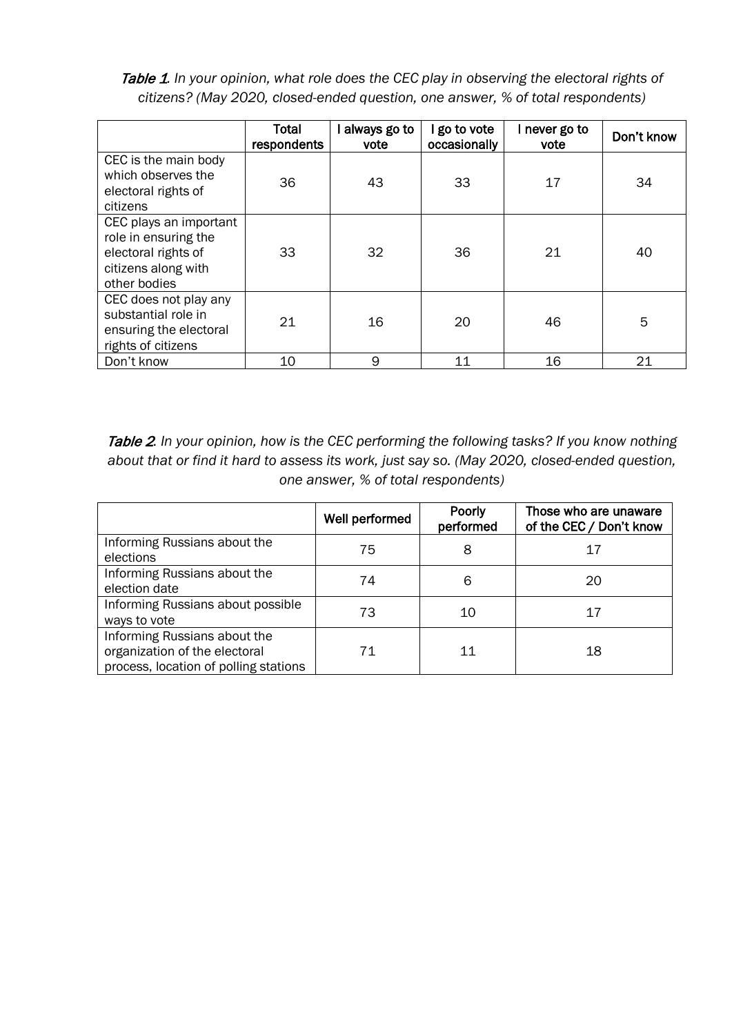*Table 1. In your opinion, what role does the CEC play in observing the electoral rights of citizens? (May 2020, closed-ended question, one answer, % of total respondents)*

| | Total respondents | I always go to vote | I go to vote occasionally | I never go to vote | Don't know |
|---|---|---|---|---|---|
| CEC is the main body which observes the electoral rights of citizens | 36 | 43 | 33 | 17 | 34 |
| CEC plays an important role in ensuring the electoral rights of citizens along with other bodies | 33 | 32 | 36 | 21 | 40 |
| CEC does not play any substantial role in ensuring the electoral rights of citizens | 21 | 16 | 20 | 46 | 5 |
| Don't know | 10 | 9 | 11 | 16 | 21 |

*Table 2. In your opinion, how is the CEC performing the following tasks? If you know nothing about that or find it hard to assess its work, just say so. (May 2020, closed-ended question, one answer, % of total respondents)*

| | Well performed | Poorly performed | Those who are unaware of the CEC / Don't know |
|---|---|---|---|
| Informing Russians about the elections | 75 | 8 | 17 |
| Informing Russians about the election date | 74 | 6 | 20 |
| Informing Russians about possible ways to vote | 73 | 10 | 17 |
| Informing Russians about the organization of the electoral process, location of polling stations | 71 | 11 | 18 |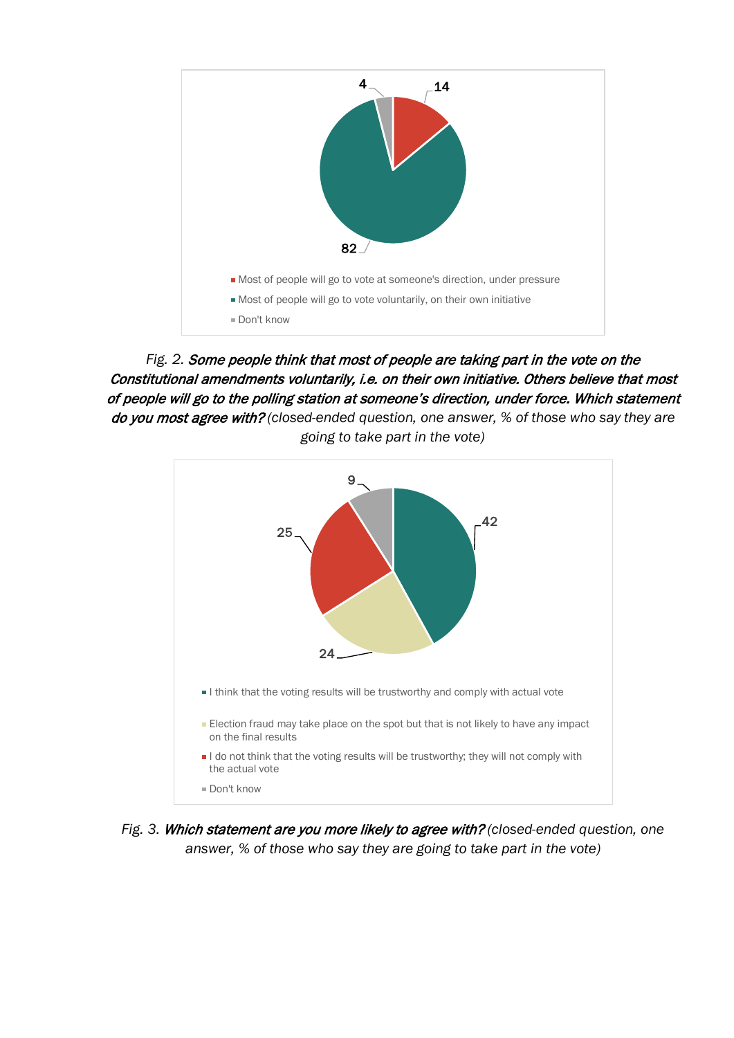4

14

82

- Most of people will go to vote at someone's direction, under pressure
- Most of people will go to vote voluntarily, on their own initiative
- Don't know

*Fig. 2.* ***Some people think that most of people are taking part in the vote on the Constitutional amendments voluntarily, i.e. on their own initiative. Others believe that most of people will go to the polling station at someone's direction, under force. Which statement do you most agree with?*** *(closed-ended question, one answer, % of those who say they are going to take part in the vote)*

9

42

25

24

- I think that the voting results will be trustworthy and comply with actual vote
- Election fraud may take place on the spot but that is not likely to have any impact on the final results
- I do not think that the voting results will be trustworthy; they will not comply with the actual vote
- Don't know

*Fig. 3.* ***Which statement are you more likely to agree with?*** *(closed-ended question, one answer, % of those who say they are going to take part in the vote)*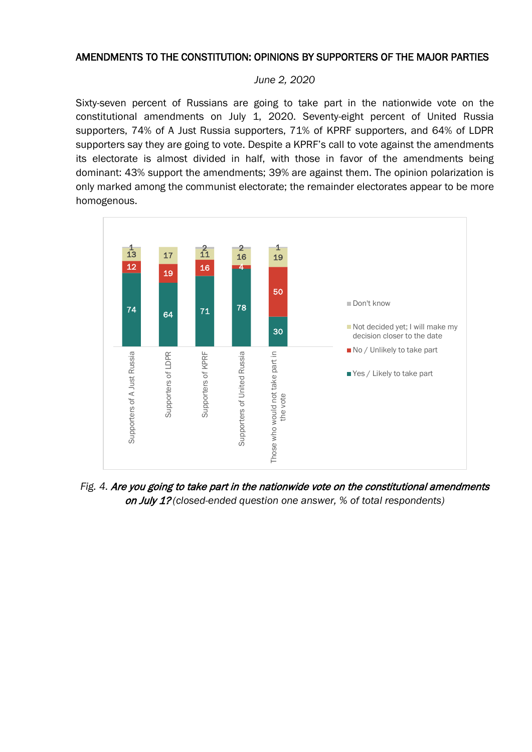## AMENDMENTS TO THE CONSTITUTION: OPINIONS BY SUPPORTERS OF THE MAJOR PARTIES

*June 2, 2020*

Sixty-seven percent of Russians are going to take part in the nationwide vote on the constitutional amendments on July 1, 2020. Seventy-eight percent of United Russia supporters, 74% of A Just Russia supporters, 71% of KPRF supporters, and 64% of LDPR supporters say they are going to vote. Despite a KPRF's call to vote against the amendments its electorate is almost divided in half, with those in favor of the amendments being dominant: 43% support the amendments; 39% are against them. The opinion polarization is only marked among the communist electorate; the remainder electorates appear to be more homogenous.

| | Supporters of A Just Russia | Supporters of LDPR | Supporters of KPRF | Supporters of United Russia | Those who would not take part in the vote |
|---|---|---|---|---|---|
| Yes / Likely to take part | 74 | 64 | 71 | 78 | 30 |
| No / Unlikely to take part | 12 | 19 | 16 | 4 | 50 |
| Not decided yet; I will make my decision closer to the date | 13 | 17 | 11 | 16 | 19 |
| Don't know | 1 | | 2 | 2 | 1 |

Fig. 4. ***Are you going to take part in the nationwide vote on the constitutional amendments on July 1?*** *(closed-ended question one answer, % of total respondents)*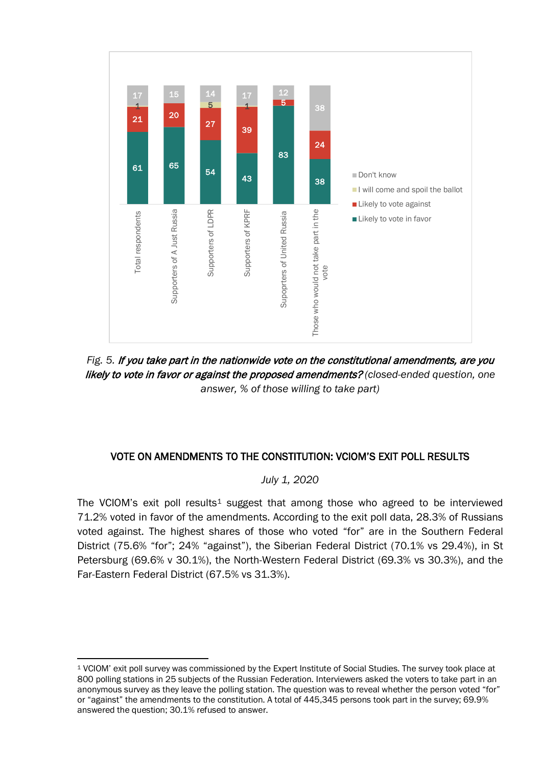| | Likely to vote in favor | Likely to vote against | I will come and spoil the ballot | Don't know |
|---|---|---|---|---|
| Total respondents | 61 | 21 | 1 | 17 |
| Supporters of A Just Russia | 65 | 20 | | 15 |
| Supporters of LDPR | 54 | 27 | 5 | 14 |
| Supporters of KPRF | 43 | 39 | 1 | 17 |
| Supoprters of United Russia | 83 | 5 | | 12 |
| Those who would not take part in the vote | 38 | 24 | | 38 |

*Fig. 5.* ***If you take part in the nationwide vote on the constitutional amendments, are you likely to vote in favor or against the proposed amendments?*** *(closed-ended question, one answer, % of those willing to take part)*

## VOTE ON AMENDMENTS TO THE CONSTITUTION: VCIOM'S EXIT POLL RESULTS

*July 1, 2020*

The VCIOM's exit poll results[1] suggest that among those who agreed to be interviewed 71.2% voted in favor of the amendments. According to the exit poll data, 28.3% of Russians voted against. The highest shares of those who voted "for" are in the Southern Federal District (75.6% "for"; 24% "against"), the Siberian Federal District (70.1% vs 29.4%), in St Petersburg (69.6% v 30.1%), the North-Western Federal District (69.3% vs 30.3%), and the Far-Eastern Federal District (67.5% vs 31.3%).

---

[1] VCIOM' exit poll survey was commissioned by the Expert Institute of Social Studies. The survey took place at 800 polling stations in 25 subjects of the Russian Federation. Interviewers asked the voters to take part in an anonymous survey as they leave the polling station. The question was to reveal whether the person voted "for" or "against" the amendments to the constitution. A total of 445,345 persons took part in the survey; 69.9% answered the question; 30.1% refused to answer.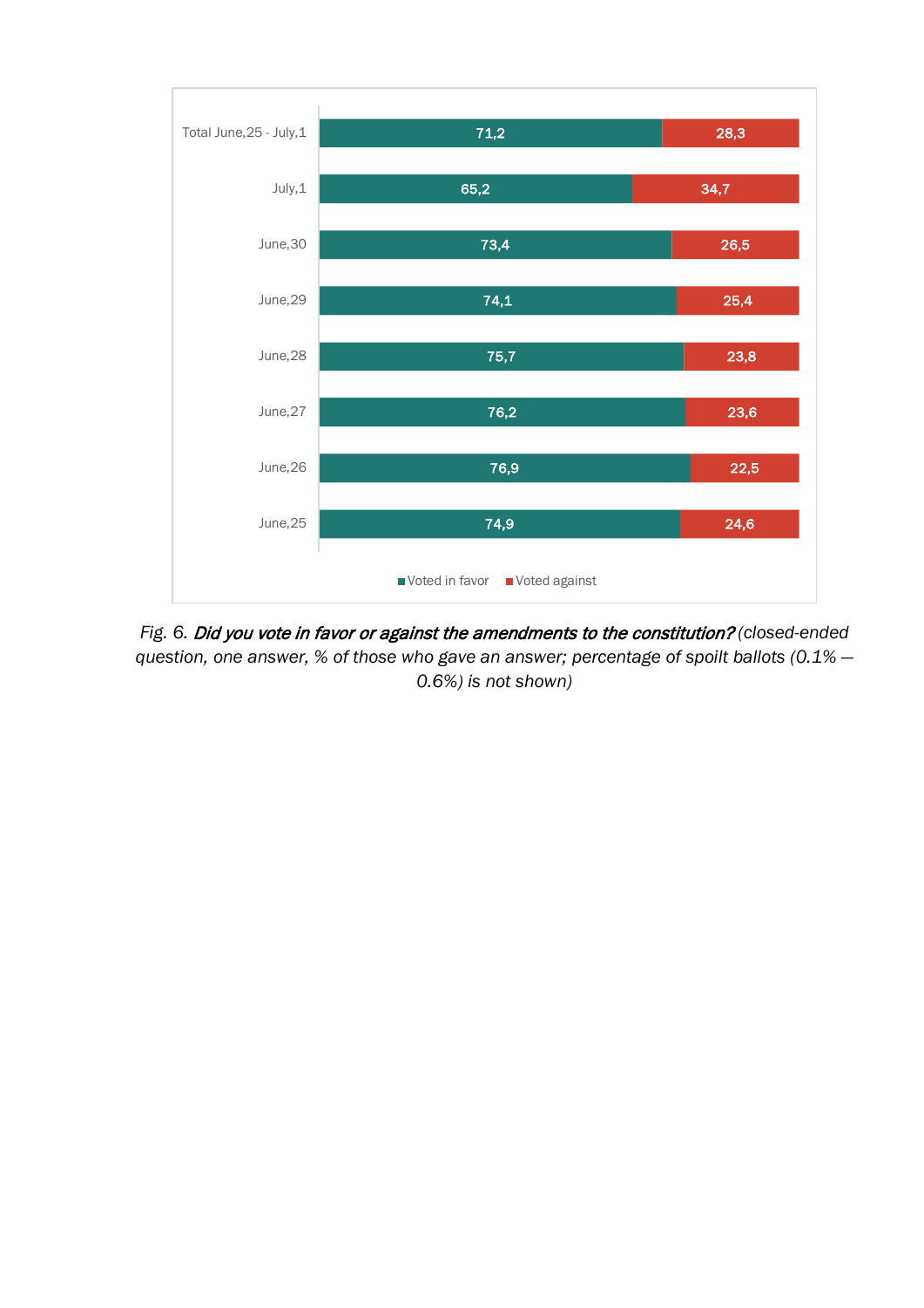| | Voted in favor | Voted against |
|---|---|---|
| Total June,25 - July,1 | 71,2 | 28,3 |
| July,1 | 65,2 | 34,7 |
| June,30 | 73,4 | 26,5 |
| June,29 | 74,1 | 25,4 |
| June,28 | 75,7 | 23,8 |
| June,27 | 76,2 | 23,6 |
| June,26 | 76,9 | 22,5 |
| June,25 | 74,9 | 24,6 |

*Fig. 6. **Did you vote in favor or against the amendments to the constitution?** (closed-ended question, one answer, % of those who gave an answer; percentage of spoilt ballots (0.1% — 0.6%) is not shown)*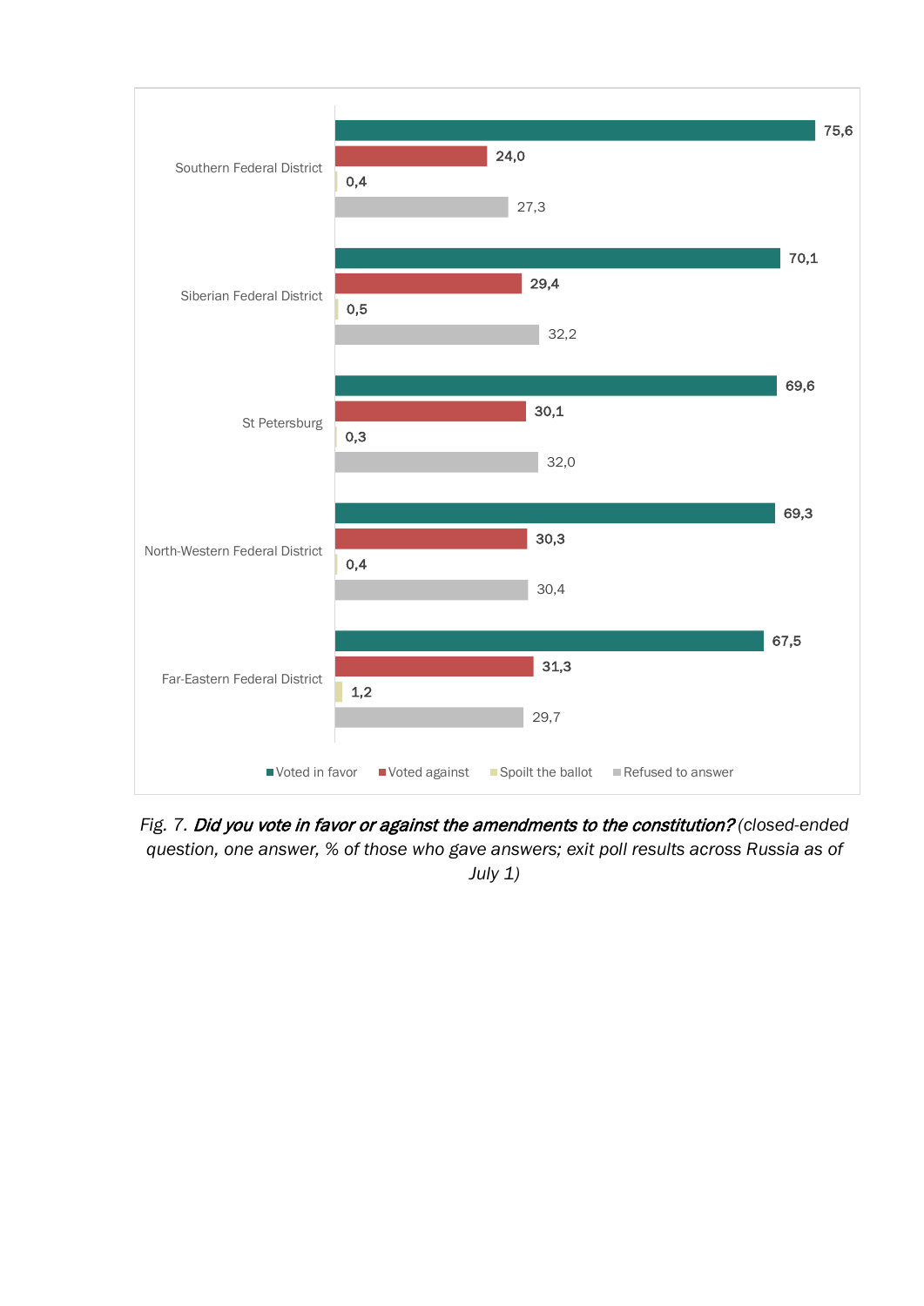| | Voted in favor | Voted against | Spoilt the ballot | Refused to answer |
|---|---|---|---|---|
| Southern Federal District | 75,6 | 24,0 | 0,4 | 27,3 |
| Siberian Federal District | 70,1 | 29,4 | 0,5 | 32,2 |
| St Petersburg | 69,6 | 30,1 | 0,3 | 32,0 |
| North-Western Federal District | 69,3 | 30,3 | 0,4 | 30,4 |
| Far-Eastern Federal District | 67,5 | 31,3 | 1,2 | 29,7 |

*Fig. 7.* ***Did you vote in favor or against the amendments to the constitution?*** *(closed-ended question, one answer, % of those who gave answers; exit poll results across Russia as of July 1)*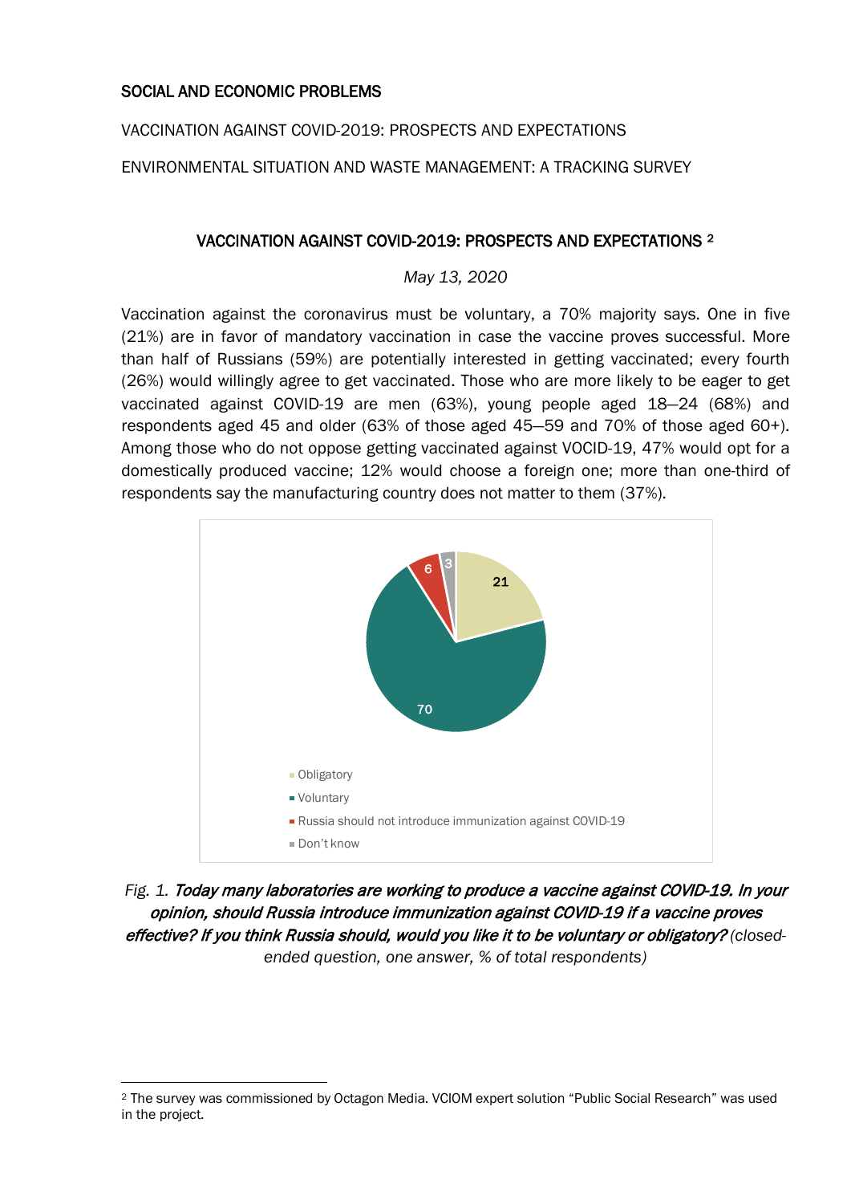## SOCIAL AND ECONOMIC PROBLEMS

VACCINATION AGAINST COVID-2019: PROSPECTS AND EXPECTATIONS

ENVIRONMENTAL SITUATION AND WASTE MANAGEMENT: A TRACKING SURVEY

### VACCINATION AGAINST COVID-2019: PROSPECTS AND EXPECTATIONS [2]

*May 13, 2020*

Vaccination against the coronavirus must be voluntary, a 70% majority says. One in five (21%) are in favor of mandatory vaccination in case the vaccine proves successful. More than half of Russians (59%) are potentially interested in getting vaccinated; every fourth (26%) would willingly agree to get vaccinated. Those who are more likely to be eager to get vaccinated against COVID-19 are men (63%), young people aged 18–24 (68%) and respondents aged 45 and older (63% of those aged 45–59 and 70% of those aged 60+). Among those who do not oppose getting vaccinated against VOCID-19, 47% would opt for a domestically produced vaccine; 12% would choose a foreign one; more than one-third of respondents say the manufacturing country does not matter to them (37%).

| Answer | % |
|---|---|
| Obligatory | 21 |
| Voluntary | 70 |
| Russia should not introduce immunization against COVID-19 | 6 |
| Don't know | 3 |

*Fig. 1.* ***Today many laboratories are working to produce a vaccine against COVID-19. In your opinion, should Russia introduce immunization against COVID-19 if a vaccine proves effective? If you think Russia should, would you like it to be voluntary or obligatory?*** *(closed-ended question, one answer, % of total respondents)*

---

[2] The survey was commissioned by Octagon Media. VCIOM expert solution "Public Social Research" was used in the project.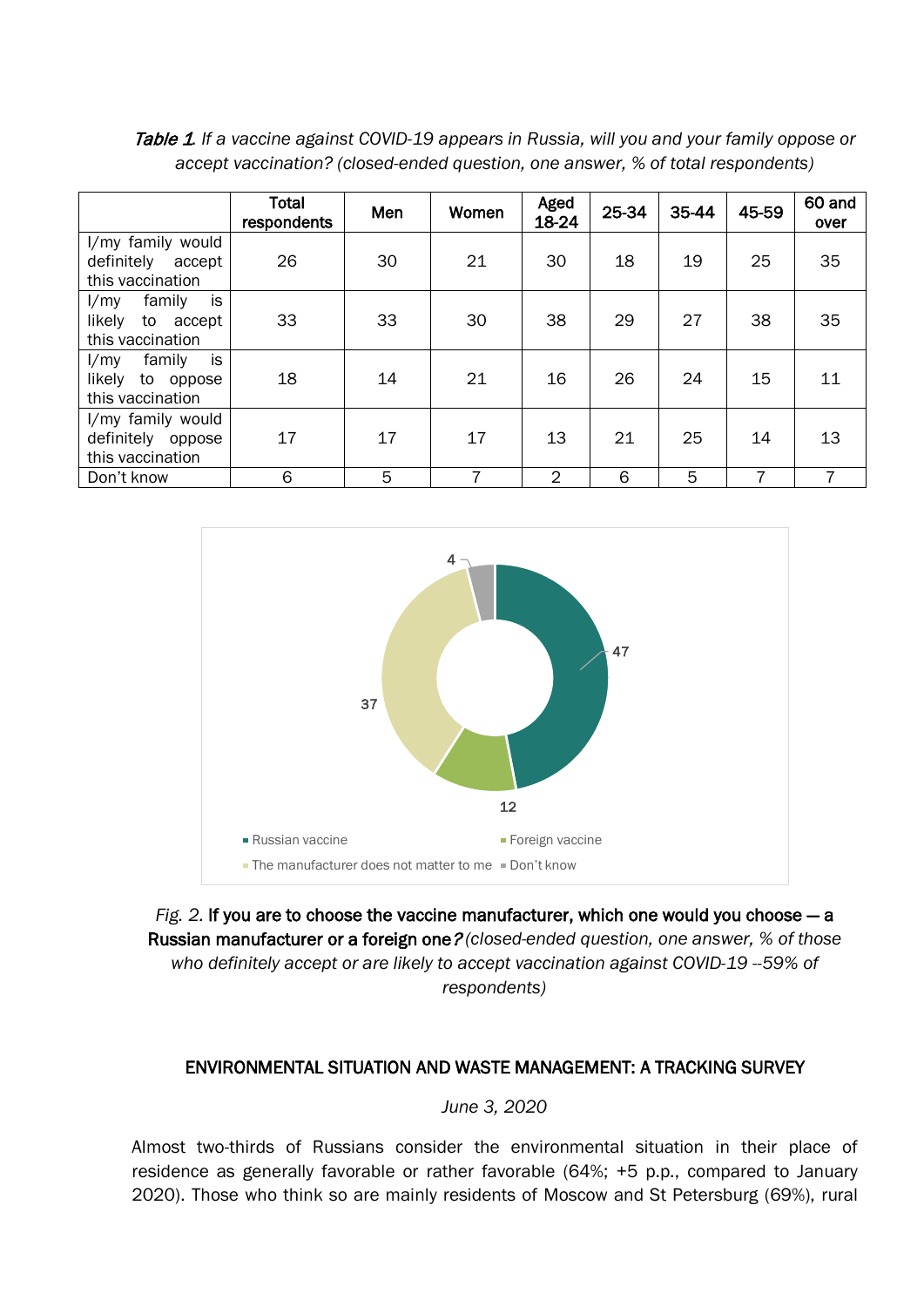*Table 1. If a vaccine against COVID-19 appears in Russia, will you and your family oppose or accept vaccination? (closed-ended question, one answer, % of total respondents)*

| | Total respondents | Men | Women | Aged 18-24 | 25-34 | 35-44 | 45-59 | 60 and over |
|---|---|---|---|---|---|---|---|---|
| I/my family would definitely accept this vaccination | 26 | 30 | 21 | 30 | 18 | 19 | 25 | 35 |
| I/my family is likely to accept this vaccination | 33 | 33 | 30 | 38 | 29 | 27 | 38 | 35 |
| I/my family is likely to oppose this vaccination | 18 | 14 | 21 | 16 | 26 | 24 | 15 | 11 |
| I/my family would definitely oppose this vaccination | 17 | 17 | 17 | 13 | 21 | 25 | 14 | 13 |
| Don't know | 6 | 5 | 7 | 2 | 6 | 5 | 7 | 7 |

*Fig. 2.* **If you are to choose the vaccine manufacturer, which one would you choose — a Russian manufacturer or a foreign one?** *(closed-ended question, one answer, % of those who definitely accept or are likely to accept vaccination against COVID-19 --59% of respondents)*

## ENVIRONMENTAL SITUATION AND WASTE MANAGEMENT: A TRACKING SURVEY

*June 3, 2020*

Almost two-thirds of Russians consider the environmental situation in their place of residence as generally favorable or rather favorable (64%; +5 p.p., compared to January 2020). Those who think so are mainly residents of Moscow and St Petersburg (69%), rural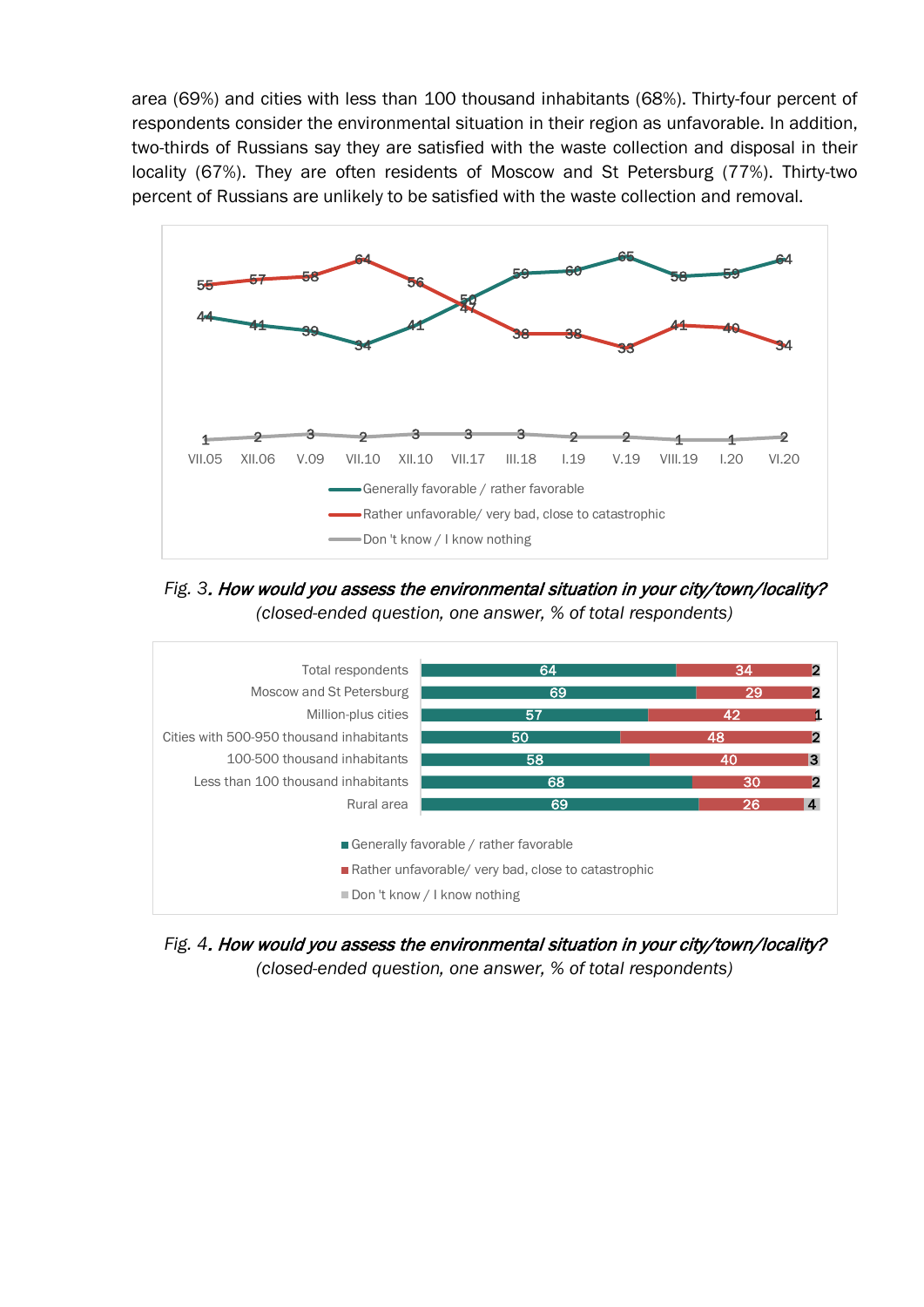area (69%) and cities with less than 100 thousand inhabitants (68%). Thirty-four percent of respondents consider the environmental situation in their region as unfavorable. In addition, two-thirds of Russians say they are satisfied with the waste collection and disposal in their locality (67%). They are often residents of Moscow and St Petersburg (77%). Thirty-two percent of Russians are unlikely to be satisfied with the waste collection and removal.

| | VII.05 | XII.06 | V.09 | VII.10 | XII.10 | VII.17 | III.18 | I.19 | V.19 | VIII.19 | I.20 | VI.20 |
|---|---|---|---|---|---|---|---|---|---|---|---|---|
| Generally favorable / rather favorable | 44 | 41 | 39 | 34 | 41 | 50 | 59 | 60 | 65 | 58 | 59 | 64 |
| Rather unfavorable/ very bad, close to catastrophic | 55 | 57 | 58 | 64 | 56 | 47 | 38 | 38 | 33 | 41 | 40 | 34 |
| Don 't know / I know nothing | 1 | 2 | 3 | 2 | 3 | 3 | 3 | 2 | 2 | 1 | 1 | 2 |

Fig. 3. ***How would you assess the environmental situation in your city/town/locality?***
*(closed-ended question, one answer, % of total respondents)*

| | Generally favorable / rather favorable | Rather unfavorable/ very bad, close to catastrophic | Don 't know / I know nothing |
|---|---|---|---|
| Total respondents | 64 | 34 | 2 |
| Moscow and St Petersburg | 69 | 29 | 2 |
| Million-plus cities | 57 | 42 | 1 |
| Cities with 500-950 thousand inhabitants | 50 | 48 | 2 |
| 100-500 thousand inhabitants | 58 | 40 | 3 |
| Less than 100 thousand inhabitants | 68 | 30 | 2 |
| Rural area | 69 | 26 | 4 |

Fig. 4. ***How would you assess the environmental situation in your city/town/locality?***
*(closed-ended question, one answer, % of total respondents)*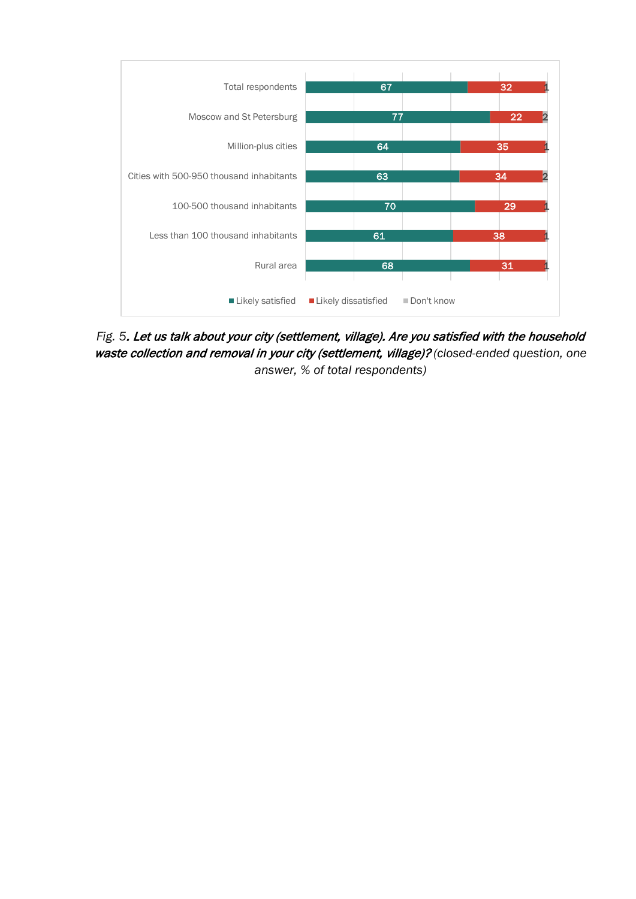Total respondents 67 32 1

Moscow and St Petersburg 77 22 2

Million-plus cities 64 35 1

Cities with 500-950 thousand inhabitants 63 34 2

100-500 thousand inhabitants 70 29 1

Less than 100 thousand inhabitants 61 38 1

Rural area 68 31 1

Likely satisfied   Likely dissatisfied   Don't know

*Fig. 5. **Let us talk about your city (settlement, village). Are you satisfied with the household waste collection and removal in your city (settlement, village)?** (closed-ended question, one answer, % of total respondents)*